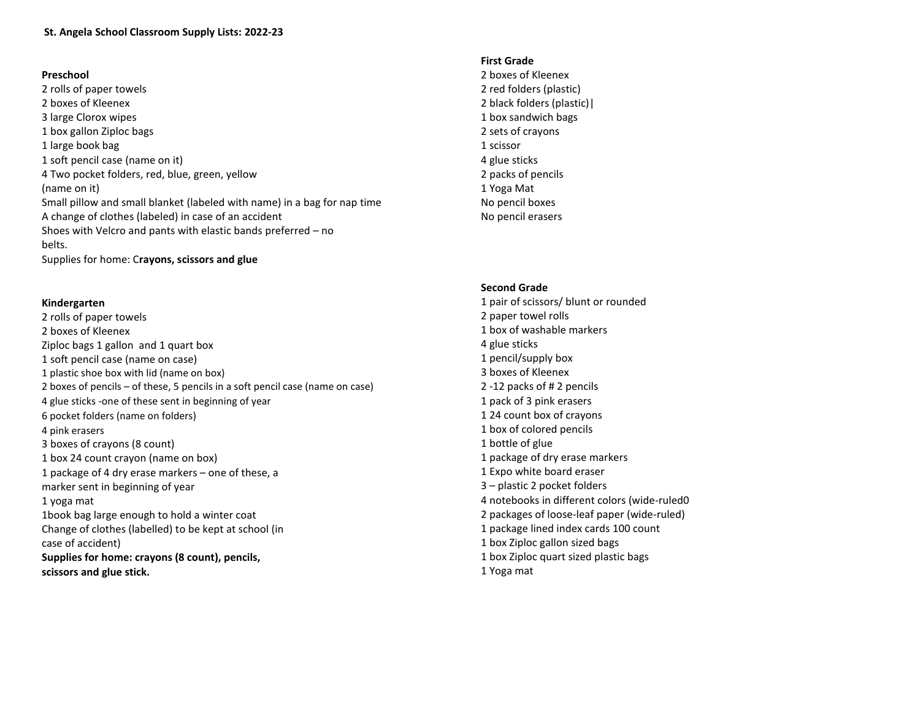**St. Angela School Classroom Supply Lists: 2022-23**

**Preschool**

2 rolls of paper towels
2 boxes of Kleenex
3 large Clorox wipes
1 box gallon Ziploc bags
1 large book bag
1 soft pencil case (name on it)
4 Two pocket folders, red, blue, green, yellow (name on it)
Small pillow and small blanket (labeled with name) in a bag for nap time
A change of clothes (labeled) in case of an accident
Shoes with Velcro and pants with elastic bands preferred – no belts.
Supplies for home: C**rayons, scissors and glue**

**Kindergarten**

2 rolls of paper towels
2 boxes of Kleenex
Ziploc bags 1 gallon and 1 quart box
1 soft pencil case (name on case)
1 plastic shoe box with lid (name on box)
2 boxes of pencils – of these, 5 pencils in a soft pencil case (name on case)
4 glue sticks -one of these sent in beginning of year
6 pocket folders (name on folders)
4 pink erasers
3 boxes of crayons (8 count)
1 box 24 count crayon (name on box)
1 package of 4 dry erase markers – one of these, a marker sent in beginning of year
1 yoga mat
1book bag large enough to hold a winter coat
Change of clothes (labelled) to be kept at school (in case of accident)
**Supplies for home: crayons (8 count), pencils, scissors and glue stick.**

**First Grade**

2 boxes of Kleenex
2 red folders (plastic)
2 black folders (plastic)|
1 box sandwich bags
2 sets of crayons
1 scissor
4 glue sticks
2 packs of pencils
1 Yoga Mat
No pencil boxes
No pencil erasers

**Second Grade**

1 pair of scissors/ blunt or rounded
2 paper towel rolls
1 box of washable markers
4 glue sticks
1 pencil/supply box
3 boxes of Kleenex
2 -12 packs of # 2 pencils
1 pack of 3 pink erasers
1 24 count box of crayons
1 box of colored pencils
1 bottle of glue
1 package of dry erase markers
1 Expo white board eraser
3 – plastic 2 pocket folders
4 notebooks in different colors (wide-ruled0
2 packages of loose-leaf paper (wide-ruled)
1 package lined index cards 100 count
1 box Ziploc gallon sized bags
1 box Ziploc quart sized plastic bags
1 Yoga mat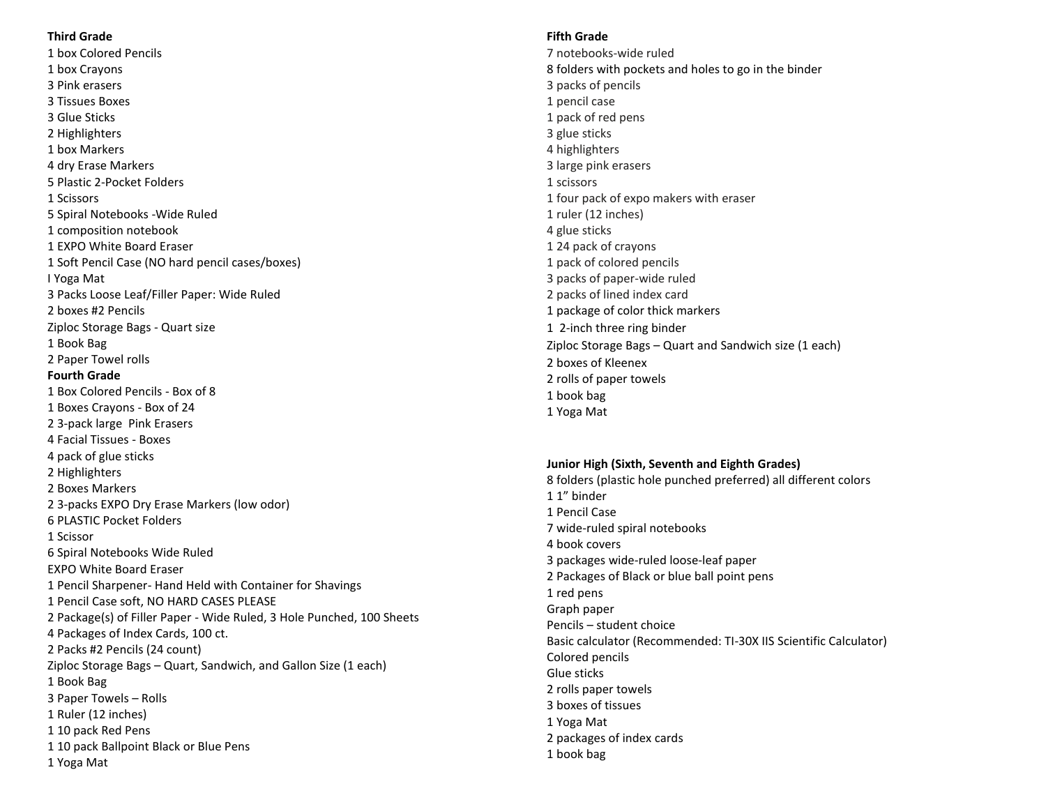**Third Grade**

1 box Colored Pencils
1 box Crayons
3 Pink erasers
3 Tissues Boxes
3 Glue Sticks
2 Highlighters
1 box Markers
4 dry Erase Markers
5 Plastic 2-Pocket Folders
1 Scissors
5 Spiral Notebooks -Wide Ruled
1 composition notebook
1 EXPO White Board Eraser
1 Soft Pencil Case (NO hard pencil cases/boxes)
I Yoga Mat
3 Packs Loose Leaf/Filler Paper: Wide Ruled
2 boxes #2 Pencils
Ziploc Storage Bags - Quart size
1 Book Bag
2 Paper Towel rolls

**Fourth Grade**

1 Box Colored Pencils - Box of 8
1 Boxes Crayons - Box of 24
2 3-pack large Pink Erasers
4 Facial Tissues - Boxes
4 pack of glue sticks
2 Highlighters
2 Boxes Markers
2 3-packs EXPO Dry Erase Markers (low odor)
6 PLASTIC Pocket Folders
1 Scissor
6 Spiral Notebooks Wide Ruled
EXPO White Board Eraser
1 Pencil Sharpener- Hand Held with Container for Shavings
1 Pencil Case soft, NO HARD CASES PLEASE
2 Package(s) of Filler Paper - Wide Ruled, 3 Hole Punched, 100 Sheets
4 Packages of Index Cards, 100 ct.
2 Packs #2 Pencils (24 count)
Ziploc Storage Bags – Quart, Sandwich, and Gallon Size (1 each)
1 Book Bag
3 Paper Towels – Rolls
1 Ruler (12 inches)
1 10 pack Red Pens
1 10 pack Ballpoint Black or Blue Pens
1 Yoga Mat

**Fifth Grade**

7 notebooks-wide ruled
8 folders with pockets and holes to go in the binder
3 packs of pencils
1 pencil case
1 pack of red pens
3 glue sticks
4 highlighters
3 large pink erasers
1 scissors
1 four pack of expo makers with eraser
1 ruler (12 inches)
4 glue sticks
1 24 pack of crayons
1 pack of colored pencils
3 packs of paper-wide ruled
2 packs of lined index card
1 package of color thick markers
1 2-inch three ring binder
Ziploc Storage Bags – Quart and Sandwich size (1 each)
2 boxes of Kleenex
2 rolls of paper towels
1 book bag
1 Yoga Mat

**Junior High (Sixth, Seventh and Eighth Grades)**

8 folders (plastic hole punched preferred) all different colors
1 1" binder
1 Pencil Case
7 wide-ruled spiral notebooks
4 book covers
3 packages wide-ruled loose-leaf paper
2 Packages of Black or blue ball point pens
1 red pens
Graph paper
Pencils – student choice
Basic calculator (Recommended: TI-30X IIS Scientific Calculator)
Colored pencils
Glue sticks
2 rolls paper towels
3 boxes of tissues
1 Yoga Mat
2 packages of index cards
1 book bag